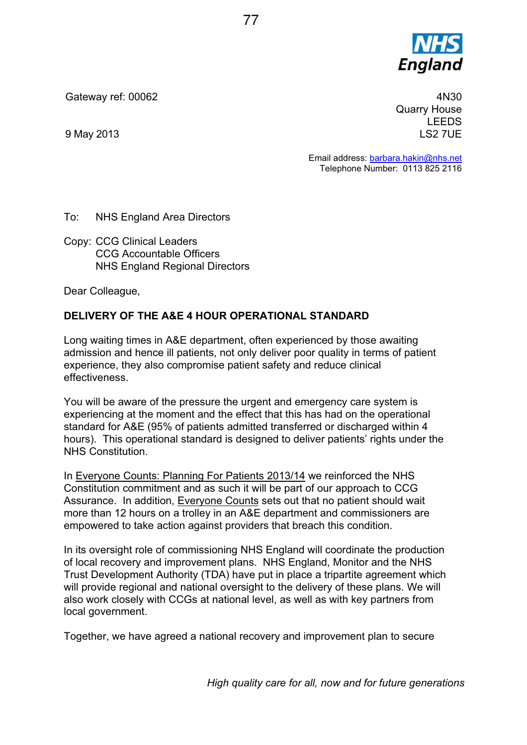NHS England

Gateway ref: 00062

9 May 2013

4N30
Quarry House
LEEDS
LS2 7UE

Email address: barbara.hakin@nhs.net
Telephone Number: 0113 825 2116

To: NHS England Area Directors

Copy: CCG Clinical Leaders
CCG Accountable Officers
NHS England Regional Directors

Dear Colleague,

**DELIVERY OF THE A&E 4 HOUR OPERATIONAL STANDARD**

Long waiting times in A&E department, often experienced by those awaiting admission and hence ill patients, not only deliver poor quality in terms of patient experience, they also compromise patient safety and reduce clinical effectiveness.

You will be aware of the pressure the urgent and emergency care system is experiencing at the moment and the effect that this has had on the operational standard for A&E (95% of patients admitted transferred or discharged within 4 hours). This operational standard is designed to deliver patients' rights under the NHS Constitution.

In Everyone Counts: Planning For Patients 2013/14 we reinforced the NHS Constitution commitment and as such it will be part of our approach to CCG Assurance. In addition, Everyone Counts sets out that no patient should wait more than 12 hours on a trolley in an A&E department and commissioners are empowered to take action against providers that breach this condition.

In its oversight role of commissioning NHS England will coordinate the production of local recovery and improvement plans. NHS England, Monitor and the NHS Trust Development Authority (TDA) have put in place a tripartite agreement which will provide regional and national oversight to the delivery of these plans. We will also work closely with CCGs at national level, as well as with key partners from local government.

Together, we have agreed a national recovery and improvement plan to secure

*High quality care for all, now and for future generations*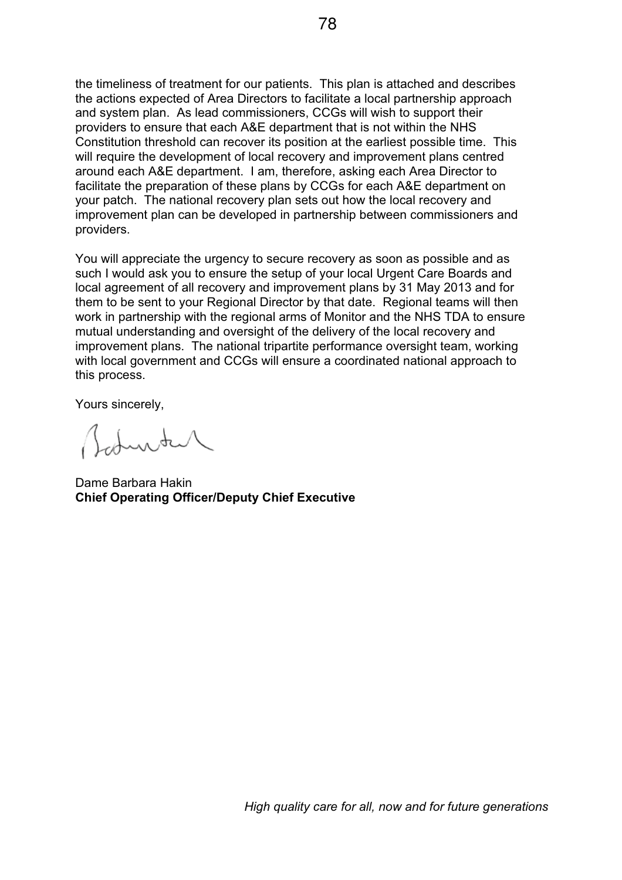the timeliness of treatment for our patients. This plan is attached and describes the actions expected of Area Directors to facilitate a local partnership approach and system plan. As lead commissioners, CCGs will wish to support their providers to ensure that each A&E department that is not within the NHS Constitution threshold can recover its position at the earliest possible time. This will require the development of local recovery and improvement plans centred around each A&E department. I am, therefore, asking each Area Director to facilitate the preparation of these plans by CCGs for each A&E department on your patch. The national recovery plan sets out how the local recovery and improvement plan can be developed in partnership between commissioners and providers.

You will appreciate the urgency to secure recovery as soon as possible and as such I would ask you to ensure the setup of your local Urgent Care Boards and local agreement of all recovery and improvement plans by 31 May 2013 and for them to be sent to your Regional Director by that date. Regional teams will then work in partnership with the regional arms of Monitor and the NHS TDA to ensure mutual understanding and oversight of the delivery of the local recovery and improvement plans. The national tripartite performance oversight team, working with local government and CCGs will ensure a coordinated national approach to this process.

Yours sincerely,

Dame Barbara Hakin
**Chief Operating Officer/Deputy Chief Executive**